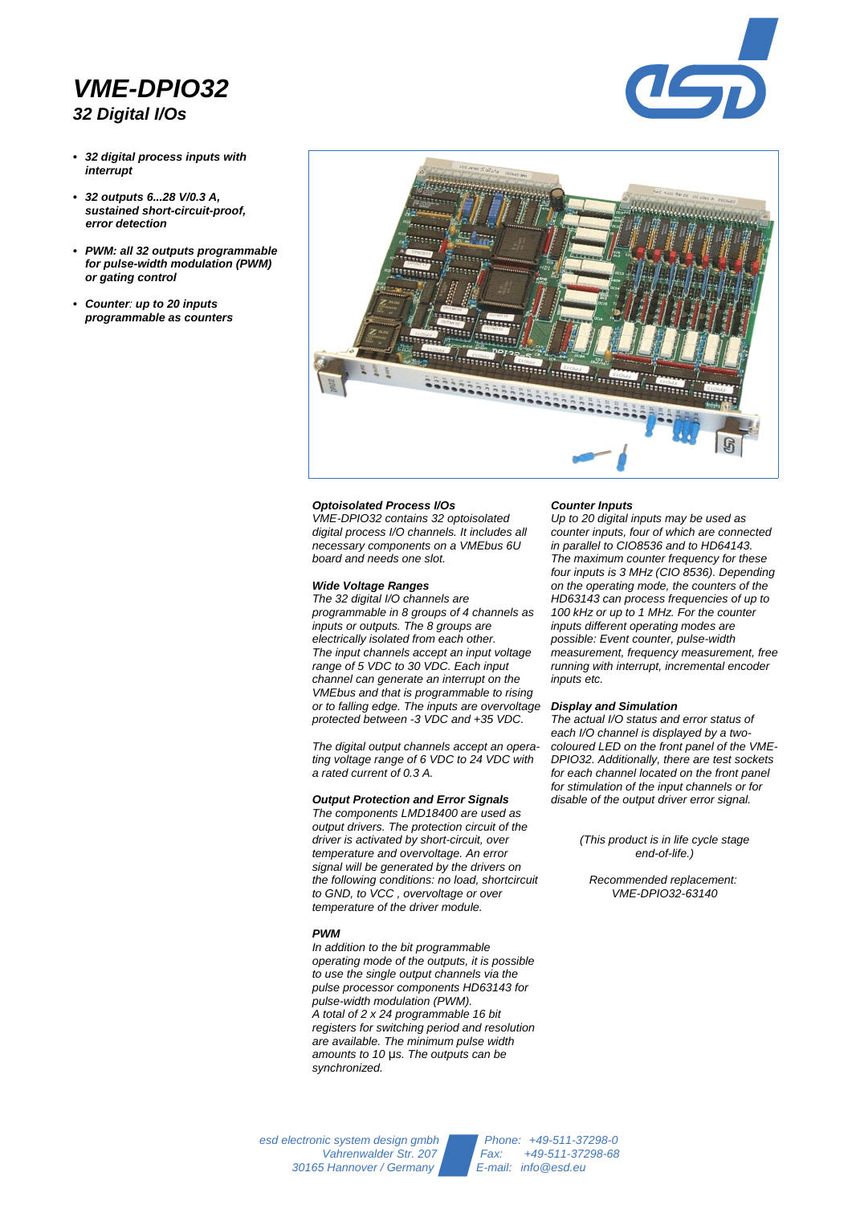# VME-DPIO32

## 32 Digital I/Os

- ***32 digital process inputs with interrupt***
- ***32 outputs 6...28 V/0.3 A, sustained short-circuit-proof, error detection***
- ***PWM: all 32 outputs programmable for pulse-width modulation (PWM) or gating control***
- ***Counter: up to 20 inputs programmable as counters***

***Optoisolated Process I/Os***
*VME-DPIO32 contains 32 optoisolated digital process I/O channels. It includes all necessary components on a VMEbus 6U board and needs one slot.*

***Wide Voltage Ranges***
*The 32 digital I/O channels are programmable in 8 groups of 4 channels as inputs or outputs. The 8 groups are electrically isolated from each other.*
*The input channels accept an input voltage range of 5 VDC to 30 VDC. Each input channel can generate an interrupt on the VMEbus and that is programmable to rising or to falling edge. The inputs are overvoltage protected between -3 VDC and +35 VDC.*

*The digital output channels accept an operating voltage range of 6 VDC to 24 VDC with a rated current of 0.3 A.*

***Output Protection and Error Signals***
*The components LMD18400 are used as output drivers. The protection circuit of the driver is activated by short-circuit, over temperature and overvoltage. An error signal will be generated by the drivers on the following conditions: no load, shortcircuit to GND, to VCC , overvoltage or over temperature of the driver module.*

***PWM***
*In addition to the bit programmable operating mode of the outputs, it is possible to use the single output channels via the pulse processor components HD63143 for pulse-width modulation (PWM).*
*A total of 2 x 24 programmable 16 bit registers for switching period and resolution are available. The minimum pulse width amounts to 10 µs. The outputs can be synchronized.*

***Counter Inputs***
*Up to 20 digital inputs may be used as counter inputs, four of which are connected in parallel to CIO8536 and to HD64143.*
*The maximum counter frequency for these four inputs is 3 MHz (CIO 8536). Depending on the operating mode, the counters of the HD63143 can process frequencies of up to 100 kHz or up to 1 MHz. For the counter inputs different operating modes are possible: Event counter, pulse-width measurement, frequency measurement, free running with interrupt, incremental encoder inputs etc.*

***Display and Simulation***
*The actual I/O status and error status of each I/O channel is displayed by a two-coloured LED on the front panel of the VME-DPIO32. Additionally, there are test sockets for each channel located on the front panel for stimulation of the input channels or for disable of the output driver error signal.*

*(This product is in life cycle stage end-of-life.)*

*Recommended replacement: VME-DPIO32-63140*

*esd electronic system design gmbh*
*Vahrenwalder Str. 207*
*30165 Hannover / Germany*

*Phone: +49-511-37298-0*
*Fax: +49-511-37298-68*
*E-mail: info@esd.eu*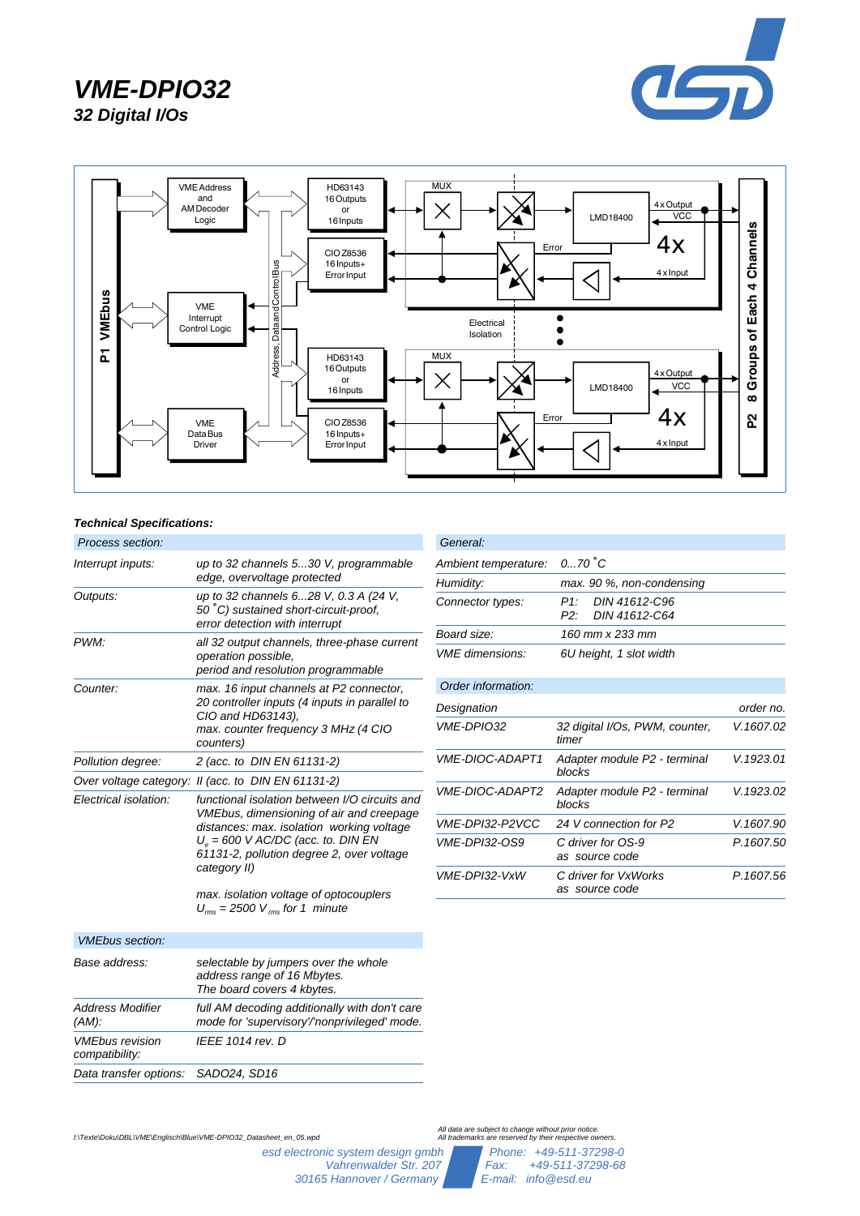# VME-DPIO32

## 32 Digital I/Os

P1 VMEbus

VME Address and AM Decoder Logic

VME Interrupt Control Logic

VME Data Bus Driver

Address, Data and Control Bus

HD63143 16 Outputs or 16 Inputs

CIO Z8536 16 Inputs+ Error Input

HD63143 16 Outputs or 16 Inputs

CIO Z8536 16 Inputs+ Error Input

MUX

MUX

Electrical Isolation

Error

Error

LMD18400

LMD18400

4 x Output

VCC

4x

4 x Input

4 x Output

VCC

4x

4 x Input

P2 8 Groups of Each 4 Channels

### Technical Specifications:

| Process section: | |
|---|---|
| Interrupt inputs: | up to 32 channels 5...30 V, programmable edge, overvoltage protected |
| Outputs: | up to 32 channels 6...28 V, 0.3 A (24 V, 50 °C) sustained short-circuit-proof, error detection with interrupt |
| PWM: | all 32 output channels, three-phase current operation possible, period and resolution programmable |
| Counter: | max. 16 input channels at P2 connector, 20 controller inputs (4 inputs in parallel to CIO and HD63143), max. counter frequency 3 MHz (4 CIO counters) |
| Pollution degree: | 2 (acc. to DIN EN 61131-2) |
| Over voltage category: | II (acc. to DIN EN 61131-2) |
| Electrical isolation: | functional isolation between I/O circuits and VMEbus, dimensioning of air and creepage distances: max. isolation working voltage $U_e$ = 600 V AC/DC (acc. to. DIN EN 61131-2, pollution degree 2, over voltage category II)<br><br>max. isolation voltage of optocouplers $U_{rms}$ = 2500 $V_{rms}$ for 1 minute |

| VMEbus section: | |
|---|---|
| Base address: | selectable by jumpers over the whole address range of 16 Mbytes. The board covers 4 kbytes. |
| Address Modifier (AM): | full AM decoding additionally with don't care mode for 'supervisory'/'nonprivileged' mode. |
| VMEbus revision compatibility: | IEEE 1014 rev. D |
| Data transfer options: | SADO24, SD16 |

| General: | |
|---|---|
| Ambient temperature: | 0...70 °C |
| Humidity: | max. 90 %, non-condensing |
| Connector types: | P1: DIN 41612-C96<br>P2: DIN 41612-C64 |
| Board size: | 160 mm x 233 mm |
| VME dimensions: | 6U height, 1 slot width |

| Order information: | | |
|---|---|---|
| Designation | | order no. |
| VME-DPIO32 | 32 digital I/Os, PWM, counter, timer | V.1607.02 |
| VME-DIOC-ADAPT1 | Adapter module P2 - terminal blocks | V.1923.01 |
| VME-DIOC-ADAPT2 | Adapter module P2 - terminal blocks | V.1923.02 |
| VME-DPI32-P2VCC | 24 V connection for P2 | V.1607.90 |
| VME-DPI32-OS9 | C driver for OS-9 as source code | P.1607.50 |
| VME-DPI32-VxW | C driver for VxWorks as source code | P.1607.56 |

I:\Texte\Doku\DBL\VME\Englisch\Blue\VME-DPIO32_Datasheet_en_05.wpd

All data are subject to change without prior notice.
All trademarks are reserved by their respective owners.

esd electronic system design gmbh
Vahrenwalder Str. 207
30165 Hannover / Germany

Phone: +49-511-37298-0
Fax: +49-511-37298-68
E-mail: info@esd.eu